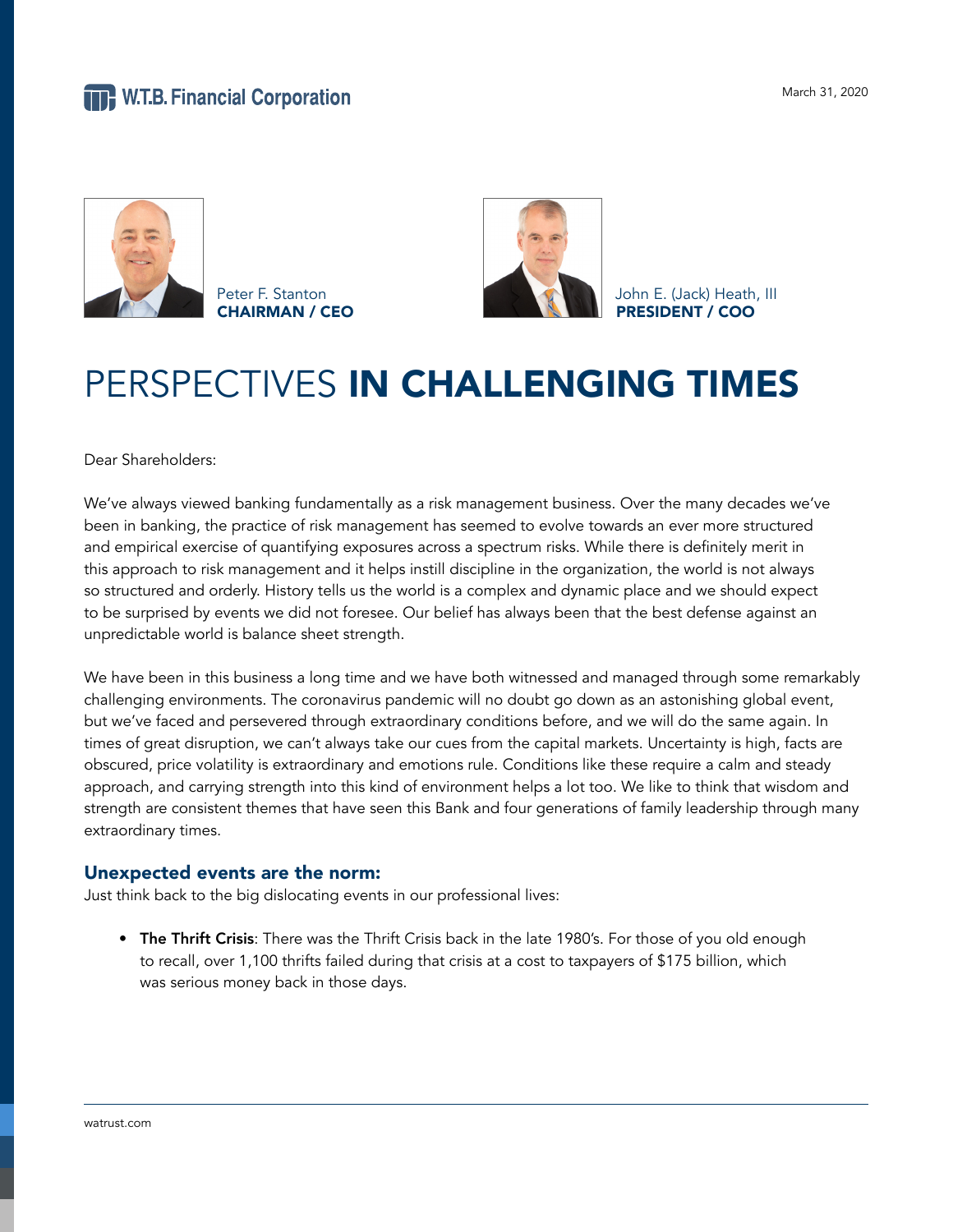W.T.B. Financial Corporation

March 31, 2020

Peter F. Stanton
**CHAIRMAN / CEO**

John E. (Jack) Heath, III
**PRESIDENT / COO**

# PERSPECTIVES **IN CHALLENGING TIMES**

Dear Shareholders:

We've always viewed banking fundamentally as a risk management business. Over the many decades we've been in banking, the practice of risk management has seemed to evolve towards an ever more structured and empirical exercise of quantifying exposures across a spectrum risks. While there is definitely merit in this approach to risk management and it helps instill discipline in the organization, the world is not always so structured and orderly. History tells us the world is a complex and dynamic place and we should expect to be surprised by events we did not foresee. Our belief has always been that the best defense against an unpredictable world is balance sheet strength.

We have been in this business a long time and we have both witnessed and managed through some remarkably challenging environments. The coronavirus pandemic will no doubt go down as an astonishing global event, but we've faced and persevered through extraordinary conditions before, and we will do the same again. In times of great disruption, we can't always take our cues from the capital markets. Uncertainty is high, facts are obscured, price volatility is extraordinary and emotions rule. Conditions like these require a calm and steady approach, and carrying strength into this kind of environment helps a lot too. We like to think that wisdom and strength are consistent themes that have seen this Bank and four generations of family leadership through many extraordinary times.

## Unexpected events are the norm:

Just think back to the big dislocating events in our professional lives:

- **The Thrift Crisis**: There was the Thrift Crisis back in the late 1980's. For those of you old enough to recall, over 1,100 thrifts failed during that crisis at a cost to taxpayers of $175 billion, which was serious money back in those days.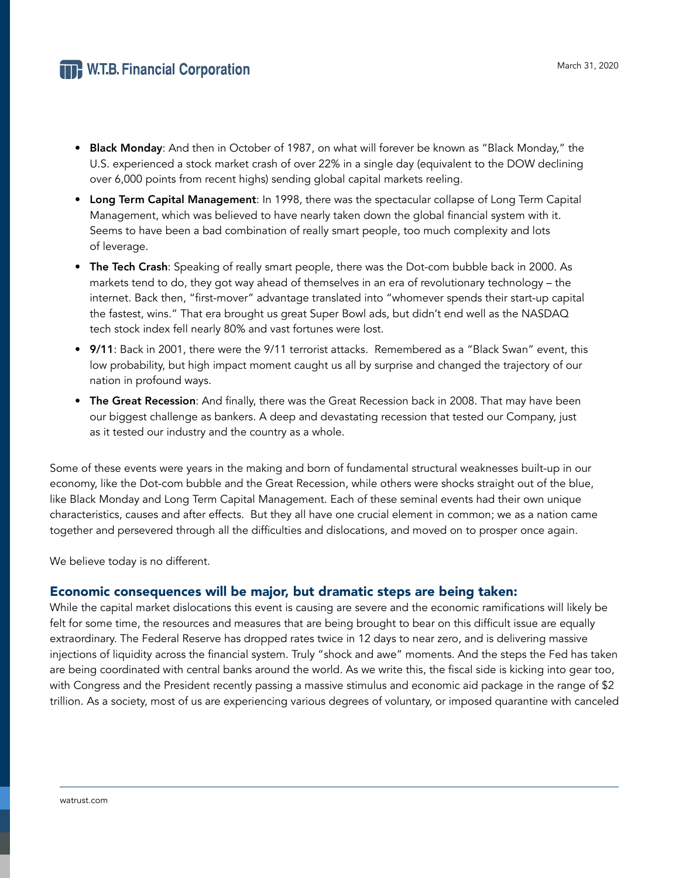- **Black Monday**: And then in October of 1987, on what will forever be known as "Black Monday," the U.S. experienced a stock market crash of over 22% in a single day (equivalent to the DOW declining over 6,000 points from recent highs) sending global capital markets reeling.
- **Long Term Capital Management**: In 1998, there was the spectacular collapse of Long Term Capital Management, which was believed to have nearly taken down the global financial system with it. Seems to have been a bad combination of really smart people, too much complexity and lots of leverage.
- **The Tech Crash**: Speaking of really smart people, there was the Dot-com bubble back in 2000. As markets tend to do, they got way ahead of themselves in an era of revolutionary technology – the internet. Back then, "first-mover" advantage translated into "whomever spends their start-up capital the fastest, wins." That era brought us great Super Bowl ads, but didn't end well as the NASDAQ tech stock index fell nearly 80% and vast fortunes were lost.
- **9/11**: Back in 2001, there were the 9/11 terrorist attacks. Remembered as a "Black Swan" event, this low probability, but high impact moment caught us all by surprise and changed the trajectory of our nation in profound ways.
- **The Great Recession**: And finally, there was the Great Recession back in 2008. That may have been our biggest challenge as bankers. A deep and devastating recession that tested our Company, just as it tested our industry and the country as a whole.

Some of these events were years in the making and born of fundamental structural weaknesses built-up in our economy, like the Dot-com bubble and the Great Recession, while others were shocks straight out of the blue, like Black Monday and Long Term Capital Management. Each of these seminal events had their own unique characteristics, causes and after effects. But they all have one crucial element in common; we as a nation came together and persevered through all the difficulties and dislocations, and moved on to prosper once again.

We believe today is no different.

## Economic consequences will be major, but dramatic steps are being taken:

While the capital market dislocations this event is causing are severe and the economic ramifications will likely be felt for some time, the resources and measures that are being brought to bear on this difficult issue are equally extraordinary. The Federal Reserve has dropped rates twice in 12 days to near zero, and is delivering massive injections of liquidity across the financial system. Truly "shock and awe" moments. And the steps the Fed has taken are being coordinated with central banks around the world. As we write this, the fiscal side is kicking into gear too, with Congress and the President recently passing a massive stimulus and economic aid package in the range of $2 trillion. As a society, most of us are experiencing various degrees of voluntary, or imposed quarantine with canceled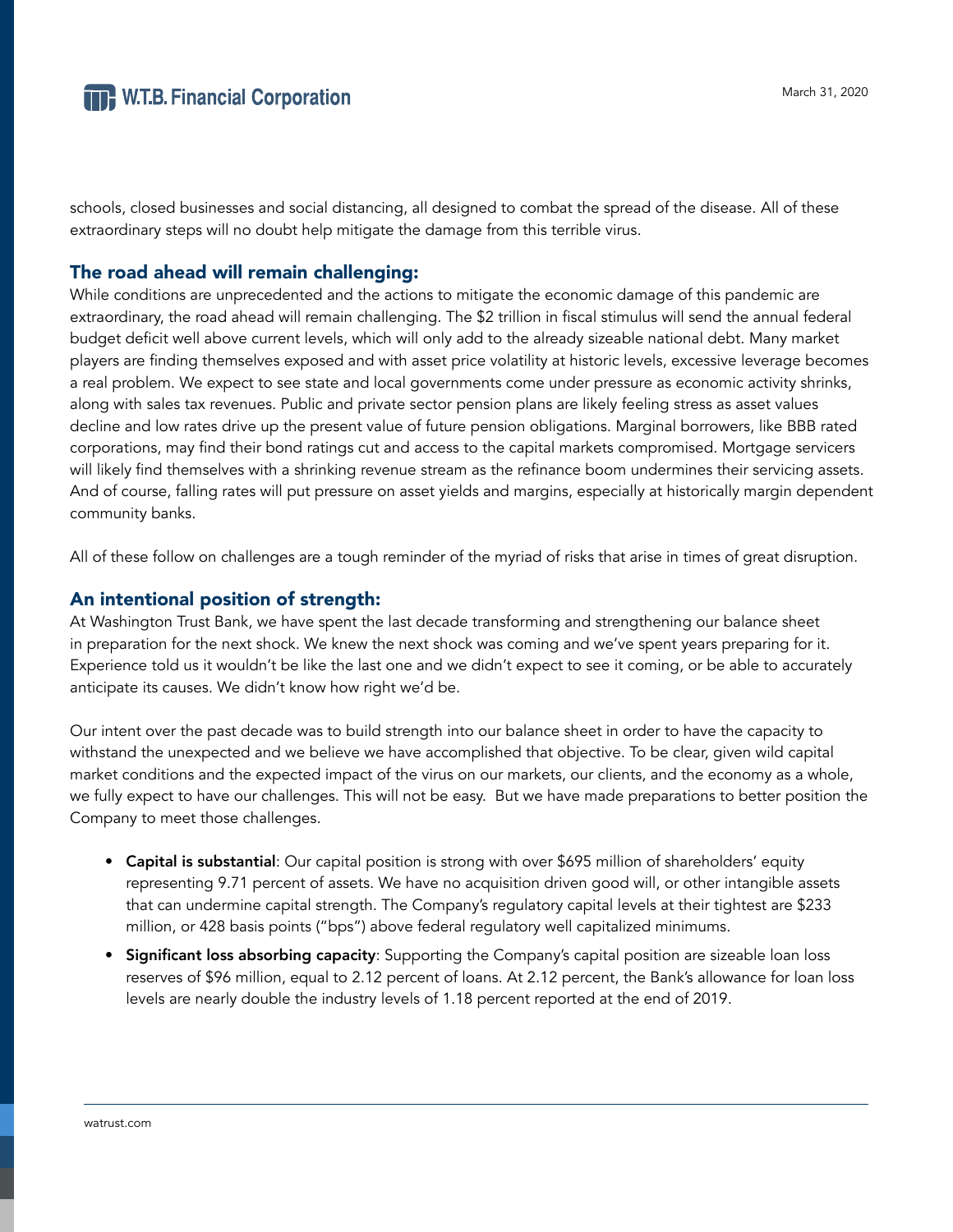schools, closed businesses and social distancing, all designed to combat the spread of the disease. All of these extraordinary steps will no doubt help mitigate the damage from this terrible virus.

## The road ahead will remain challenging:

While conditions are unprecedented and the actions to mitigate the economic damage of this pandemic are extraordinary, the road ahead will remain challenging. The $2 trillion in fiscal stimulus will send the annual federal budget deficit well above current levels, which will only add to the already sizeable national debt. Many market players are finding themselves exposed and with asset price volatility at historic levels, excessive leverage becomes a real problem. We expect to see state and local governments come under pressure as economic activity shrinks, along with sales tax revenues. Public and private sector pension plans are likely feeling stress as asset values decline and low rates drive up the present value of future pension obligations. Marginal borrowers, like BBB rated corporations, may find their bond ratings cut and access to the capital markets compromised. Mortgage servicers will likely find themselves with a shrinking revenue stream as the refinance boom undermines their servicing assets. And of course, falling rates will put pressure on asset yields and margins, especially at historically margin dependent community banks.

All of these follow on challenges are a tough reminder of the myriad of risks that arise in times of great disruption.

## An intentional position of strength:

At Washington Trust Bank, we have spent the last decade transforming and strengthening our balance sheet in preparation for the next shock. We knew the next shock was coming and we've spent years preparing for it. Experience told us it wouldn't be like the last one and we didn't expect to see it coming, or be able to accurately anticipate its causes. We didn't know how right we'd be.

Our intent over the past decade was to build strength into our balance sheet in order to have the capacity to withstand the unexpected and we believe we have accomplished that objective. To be clear, given wild capital market conditions and the expected impact of the virus on our markets, our clients, and the economy as a whole, we fully expect to have our challenges. This will not be easy. But we have made preparations to better position the Company to meet those challenges.

- **Capital is substantial**: Our capital position is strong with over $695 million of shareholders' equity representing 9.71 percent of assets. We have no acquisition driven good will, or other intangible assets that can undermine capital strength. The Company's regulatory capital levels at their tightest are $233 million, or 428 basis points ("bps") above federal regulatory well capitalized minimums.
- **Significant loss absorbing capacity**: Supporting the Company's capital position are sizeable loan loss reserves of $96 million, equal to 2.12 percent of loans. At 2.12 percent, the Bank's allowance for loan loss levels are nearly double the industry levels of 1.18 percent reported at the end of 2019.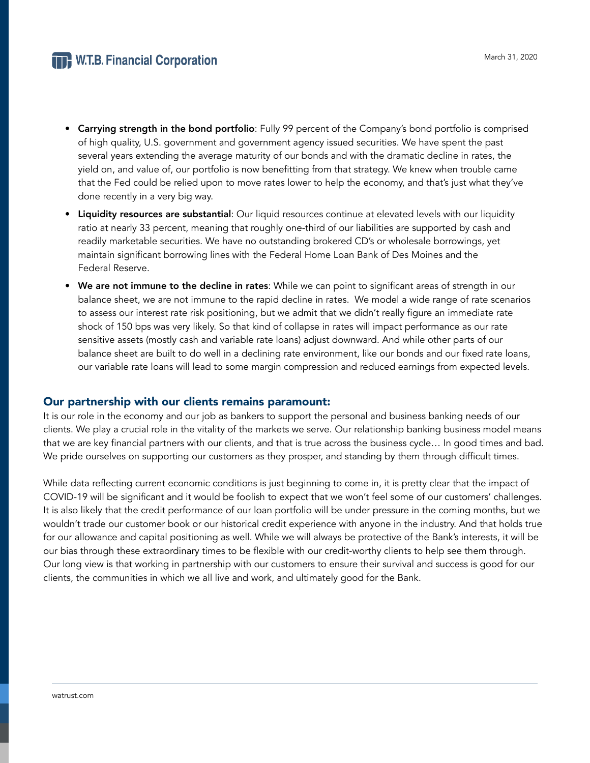- **Carrying strength in the bond portfolio**: Fully 99 percent of the Company's bond portfolio is comprised of high quality, U.S. government and government agency issued securities. We have spent the past several years extending the average maturity of our bonds and with the dramatic decline in rates, the yield on, and value of, our portfolio is now benefitting from that strategy. We knew when trouble came that the Fed could be relied upon to move rates lower to help the economy, and that's just what they've done recently in a very big way.
- **Liquidity resources are substantial**: Our liquid resources continue at elevated levels with our liquidity ratio at nearly 33 percent, meaning that roughly one-third of our liabilities are supported by cash and readily marketable securities. We have no outstanding brokered CD's or wholesale borrowings, yet maintain significant borrowing lines with the Federal Home Loan Bank of Des Moines and the Federal Reserve.
- **We are not immune to the decline in rates**: While we can point to significant areas of strength in our balance sheet, we are not immune to the rapid decline in rates. We model a wide range of rate scenarios to assess our interest rate risk positioning, but we admit that we didn't really figure an immediate rate shock of 150 bps was very likely. So that kind of collapse in rates will impact performance as our rate sensitive assets (mostly cash and variable rate loans) adjust downward. And while other parts of our balance sheet are built to do well in a declining rate environment, like our bonds and our fixed rate loans, our variable rate loans will lead to some margin compression and reduced earnings from expected levels.

## Our partnership with our clients remains paramount:

It is our role in the economy and our job as bankers to support the personal and business banking needs of our clients. We play a crucial role in the vitality of the markets we serve. Our relationship banking business model means that we are key financial partners with our clients, and that is true across the business cycle… In good times and bad. We pride ourselves on supporting our customers as they prosper, and standing by them through difficult times.

While data reflecting current economic conditions is just beginning to come in, it is pretty clear that the impact of COVID-19 will be significant and it would be foolish to expect that we won't feel some of our customers' challenges. It is also likely that the credit performance of our loan portfolio will be under pressure in the coming months, but we wouldn't trade our customer book or our historical credit experience with anyone in the industry. And that holds true for our allowance and capital positioning as well. While we will always be protective of the Bank's interests, it will be our bias through these extraordinary times to be flexible with our credit-worthy clients to help see them through. Our long view is that working in partnership with our customers to ensure their survival and success is good for our clients, the communities in which we all live and work, and ultimately good for the Bank.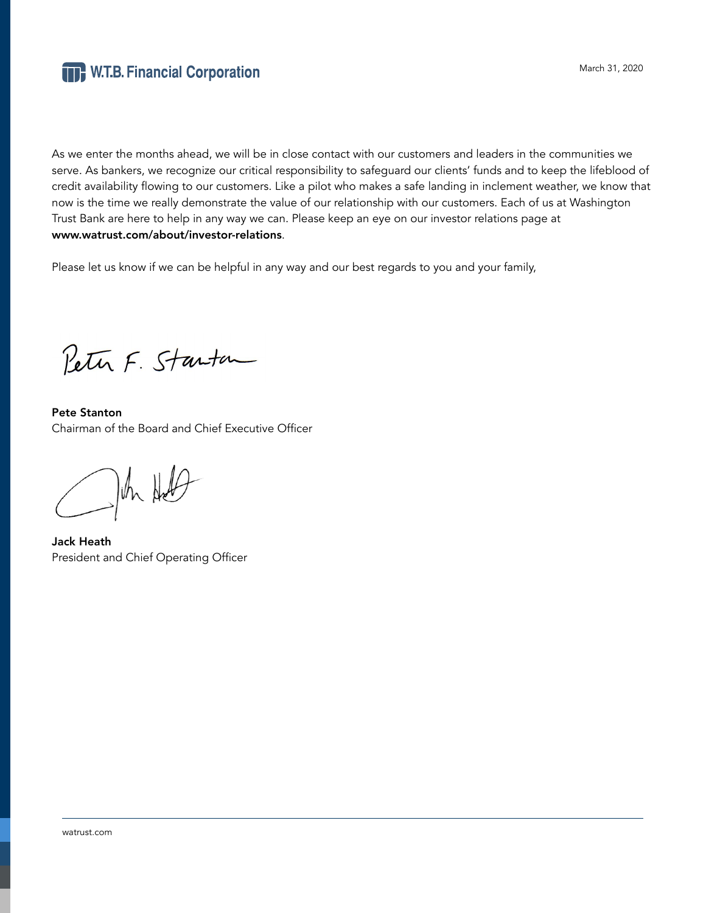As we enter the months ahead, we will be in close contact with our customers and leaders in the communities we serve. As bankers, we recognize our critical responsibility to safeguard our clients' funds and to keep the lifeblood of credit availability flowing to our customers. Like a pilot who makes a safe landing in inclement weather, we know that now is the time we really demonstrate the value of our relationship with our customers. Each of us at Washington Trust Bank are here to help in any way we can. Please keep an eye on our investor relations page at **www.watrust.com/about/investor-relations**.

Please let us know if we can be helpful in any way and our best regards to you and your family,

**Pete Stanton**
Chairman of the Board and Chief Executive Officer

**Jack Heath**
President and Chief Operating Officer